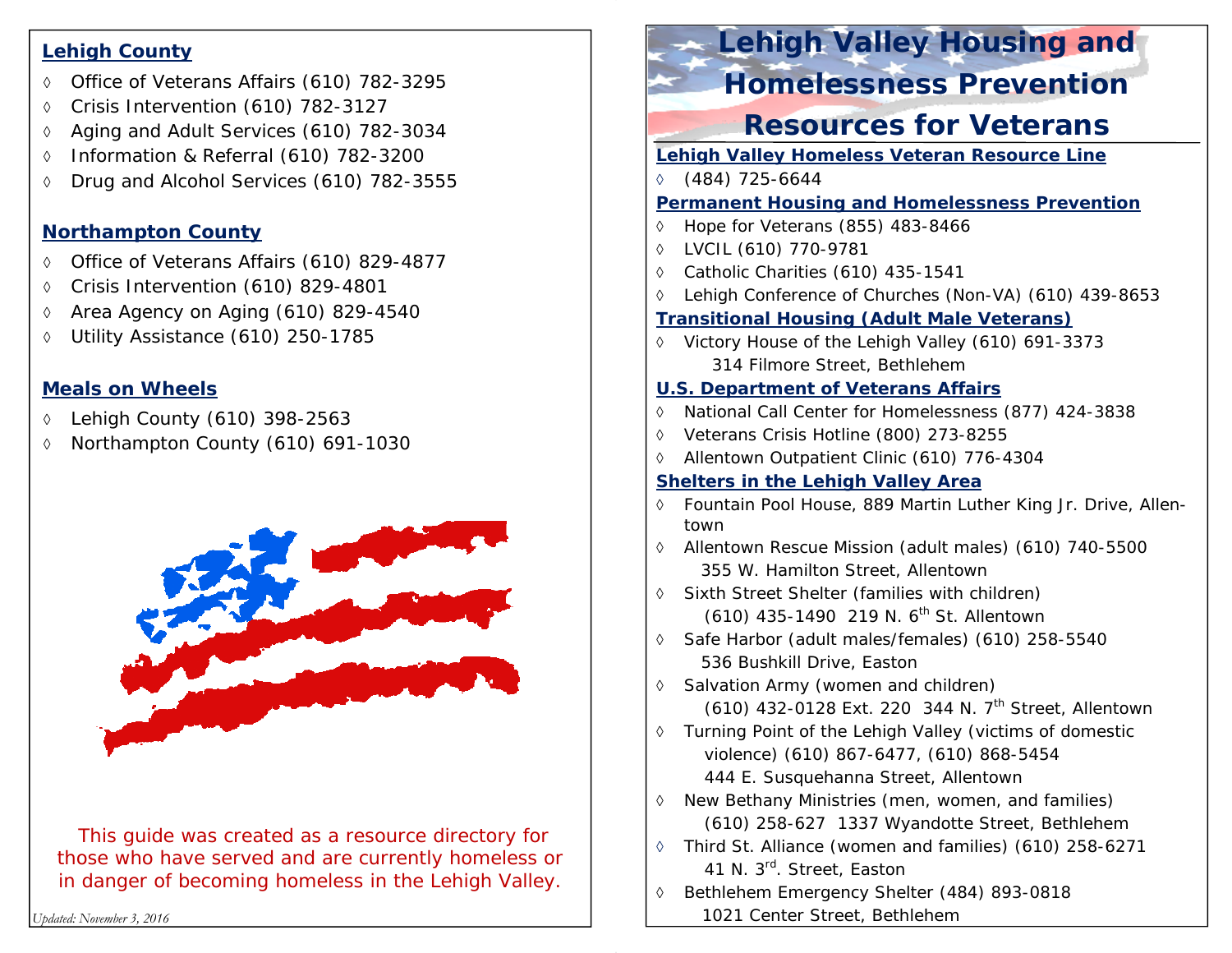# Lehigh Valley Housing and Homelessness Prevention Resources for Veterans

**Lehigh Valley Homeless Veteran Resource Line**

- (484) 725-6644

**Permanent Housing and Homelessness Prevention**

- Hope for Veterans (855) 483-8466
- LVCIL (610) 770-9781
- Catholic Charities (610) 435-1541
- Lehigh Conference of Churches (Non-VA) (610) 439-8653

**Transitional Housing (Adult Male Veterans)**

- Victory House of the Lehigh Valley (610) 691-3373
  314 Filmore Street, Bethlehem

**U.S. Department of Veterans Affairs**

- National Call Center for Homelessness (877) 424-3838
- Veterans Crisis Hotline (800) 273-8255
- Allentown Outpatient Clinic (610) 776-4304

**Shelters in the Lehigh Valley Area**

- Fountain Pool House, 889 Martin Luther King Jr. Drive, Allentown
- Allentown Rescue Mission (adult males) (610) 740-5500
  355 W. Hamilton Street, Allentown
- Sixth Street Shelter (families with children)
  (610) 435-1490 219 N. 6th St. Allentown
- Safe Harbor (adult males/females) (610) 258-5540
  536 Bushkill Drive, Easton
- Salvation Army (women and children)
  (610) 432-0128 Ext. 220 344 N. 7th Street, Allentown
- Turning Point of the Lehigh Valley (victims of domestic violence) (610) 867-6477, (610) 868-5454
  444 E. Susquehanna Street, Allentown
- New Bethany Ministries (men, women, and families)
  (610) 258-627 1337 Wyandotte Street, Bethlehem
- Third St. Alliance (women and families) (610) 258-6271
  41 N. 3rd. Street, Easton
- Bethlehem Emergency Shelter (484) 893-0818
  1021 Center Street, Bethlehem

**Lehigh County**

- Office of Veterans Affairs (610) 782-3295
- Crisis Intervention (610) 782-3127
- Aging and Adult Services (610) 782-3034
- Information & Referral (610) 782-3200
- Drug and Alcohol Services (610) 782-3555

**Northampton County**

- Office of Veterans Affairs (610) 829-4877
- Crisis Intervention (610) 829-4801
- Area Agency on Aging (610) 829-4540
- Utility Assistance (610) 250-1785

**Meals on Wheels**

- Lehigh County (610) 398-2563
- Northampton County (610) 691-1030

This guide was created as a resource directory for those who have served and are currently homeless or in danger of becoming homeless in the Lehigh Valley.

*Updated: November 3, 2016*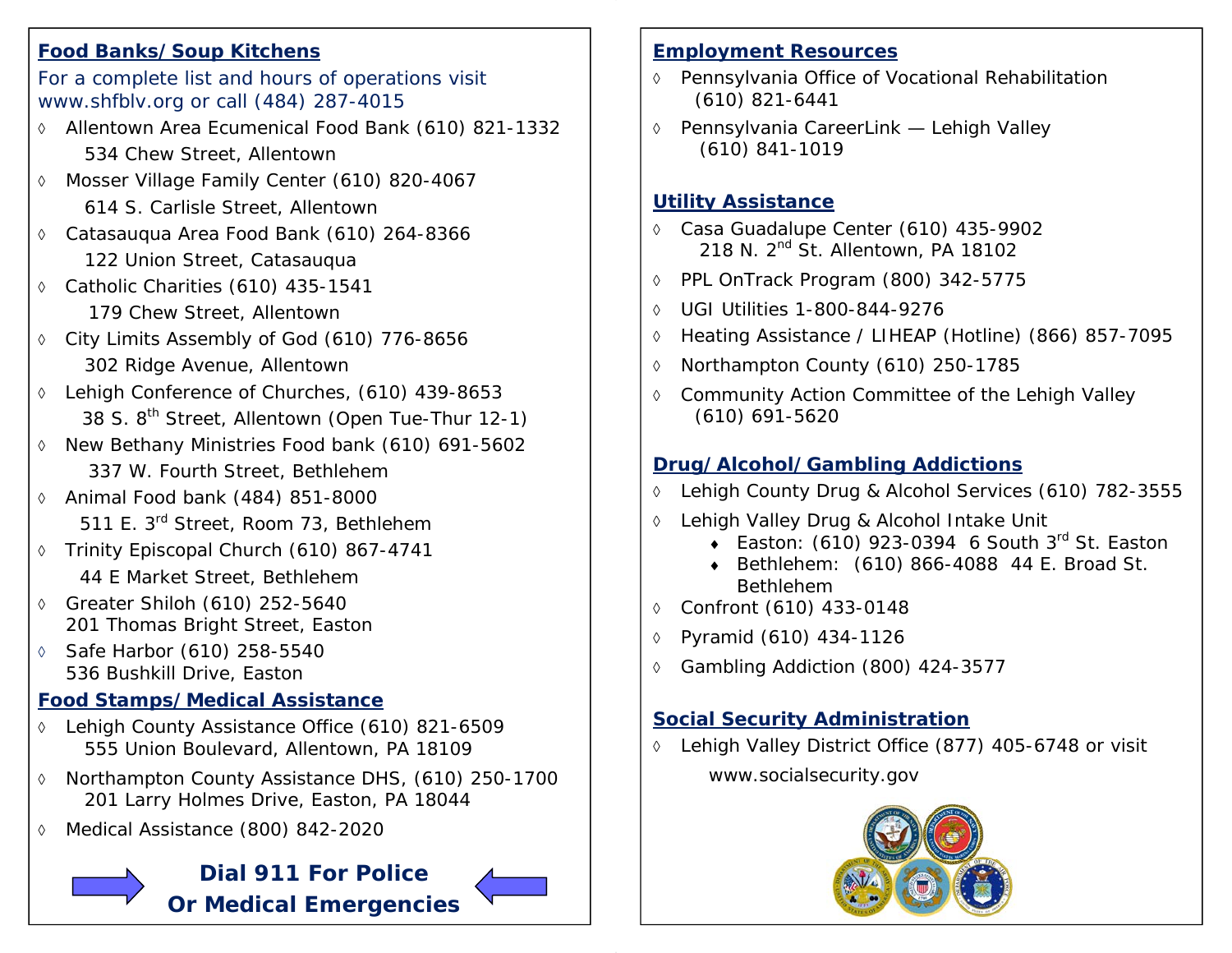## Food Banks/Soup Kitchens

For a complete list and hours of operations visit www.shfblv.org or call (484) 287-4015

- Allentown Area Ecumenical Food Bank (610) 821-1332
  534 Chew Street, Allentown
- Mosser Village Family Center (610) 820-4067
  614 S. Carlisle Street, Allentown
- Catasauqua Area Food Bank (610) 264-8366
  122 Union Street, Catasauqua
- Catholic Charities (610) 435-1541
  179 Chew Street, Allentown
- City Limits Assembly of God (610) 776-8656
  302 Ridge Avenue, Allentown
- Lehigh Conference of Churches, (610) 439-8653
  38 S. 8th Street, Allentown (Open Tue-Thur 12-1)
- New Bethany Ministries Food bank (610) 691-5602
  337 W. Fourth Street, Bethlehem
- Animal Food bank (484) 851-8000
  511 E. 3rd Street, Room 73, Bethlehem
- Trinity Episcopal Church (610) 867-4741
  44 E Market Street, Bethlehem
- Greater Shiloh (610) 252-5640
  201 Thomas Bright Street, Easton
- Safe Harbor (610) 258-5540
  536 Bushkill Drive, Easton

## Food Stamps/Medical Assistance

- Lehigh County Assistance Office (610) 821-6509
  555 Union Boulevard, Allentown, PA 18109
- Northampton County Assistance DHS, (610) 250-1700
  201 Larry Holmes Drive, Easton, PA 18044
- Medical Assistance (800) 842-2020

**Dial 911 For Police**
**Or Medical Emergencies**

## Employment Resources

- Pennsylvania Office of Vocational Rehabilitation
  (610) 821-6441
- Pennsylvania CareerLink — Lehigh Valley
  (610) 841-1019

## Utility Assistance

- Casa Guadalupe Center (610) 435-9902
  218 N. 2nd St. Allentown, PA 18102
- PPL OnTrack Program (800) 342-5775
- UGI Utilities 1-800-844-9276
- Heating Assistance / LIHEAP (Hotline) (866) 857-7095
- Northampton County (610) 250-1785
- Community Action Committee of the Lehigh Valley
  (610) 691-5620

## Drug/Alcohol/Gambling Addictions

- Lehigh County Drug & Alcohol Services (610) 782-3555
- Lehigh Valley Drug & Alcohol Intake Unit
  - Easton: (610) 923-0394 6 South 3rd St. Easton
  - Bethlehem: (610) 866-4088 44 E. Broad St. Bethlehem
- Confront (610) 433-0148
- Pyramid (610) 434-1126
- Gambling Addiction (800) 424-3577

## Social Security Administration

- Lehigh Valley District Office (877) 405-6748 or visit
  www.socialsecurity.gov